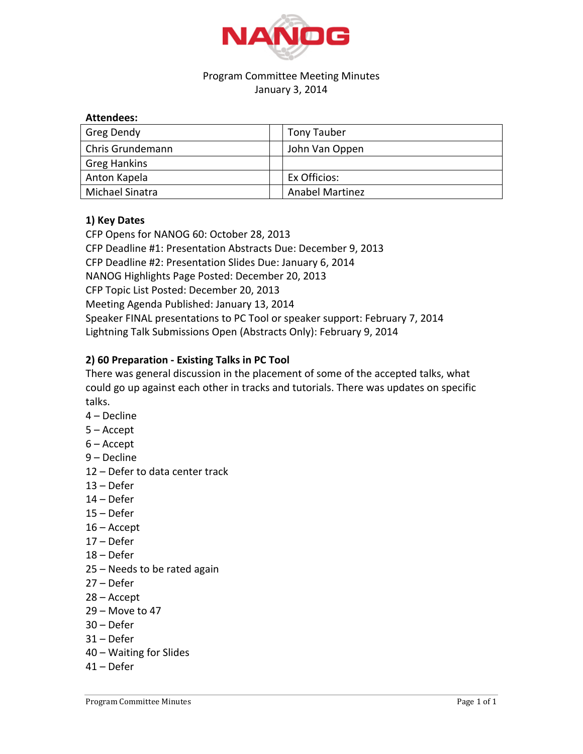# NANOG

Program Committee Meeting Minutes
January 3, 2014

**Attendees:**

| | | |
|---|---|---|
| Greg Dendy | | Tony Tauber |
| Chris Grundemann | | John Van Oppen |
| Greg Hankins | | |
| Anton Kapela | | Ex Officios: |
| Michael Sinatra | | Anabel Martinez |

### 1) Key Dates

CFP Opens for NANOG 60: October 28, 2013
CFP Deadline #1: Presentation Abstracts Due: December 9, 2013
CFP Deadline #2: Presentation Slides Due: January 6, 2014
NANOG Highlights Page Posted: December 20, 2013
CFP Topic List Posted: December 20, 2013
Meeting Agenda Published: January 13, 2014
Speaker FINAL presentations to PC Tool or speaker support: February 7, 2014
Lightning Talk Submissions Open (Abstracts Only): February 9, 2014

### 2) 60 Preparation - Existing Talks in PC Tool

There was general discussion in the placement of some of the accepted talks, what could go up against each other in tracks and tutorials. There was updates on specific talks.

4 – Decline
5 – Accept
6 – Accept
9 – Decline
12 – Defer to data center track
13 – Defer
14 – Defer
15 – Defer
16 – Accept
17 – Defer
18 – Defer
25 – Needs to be rated again
27 – Defer
28 – Accept
29 – Move to 47
30 – Defer
31 – Defer
40 – Waiting for Slides
41 – Defer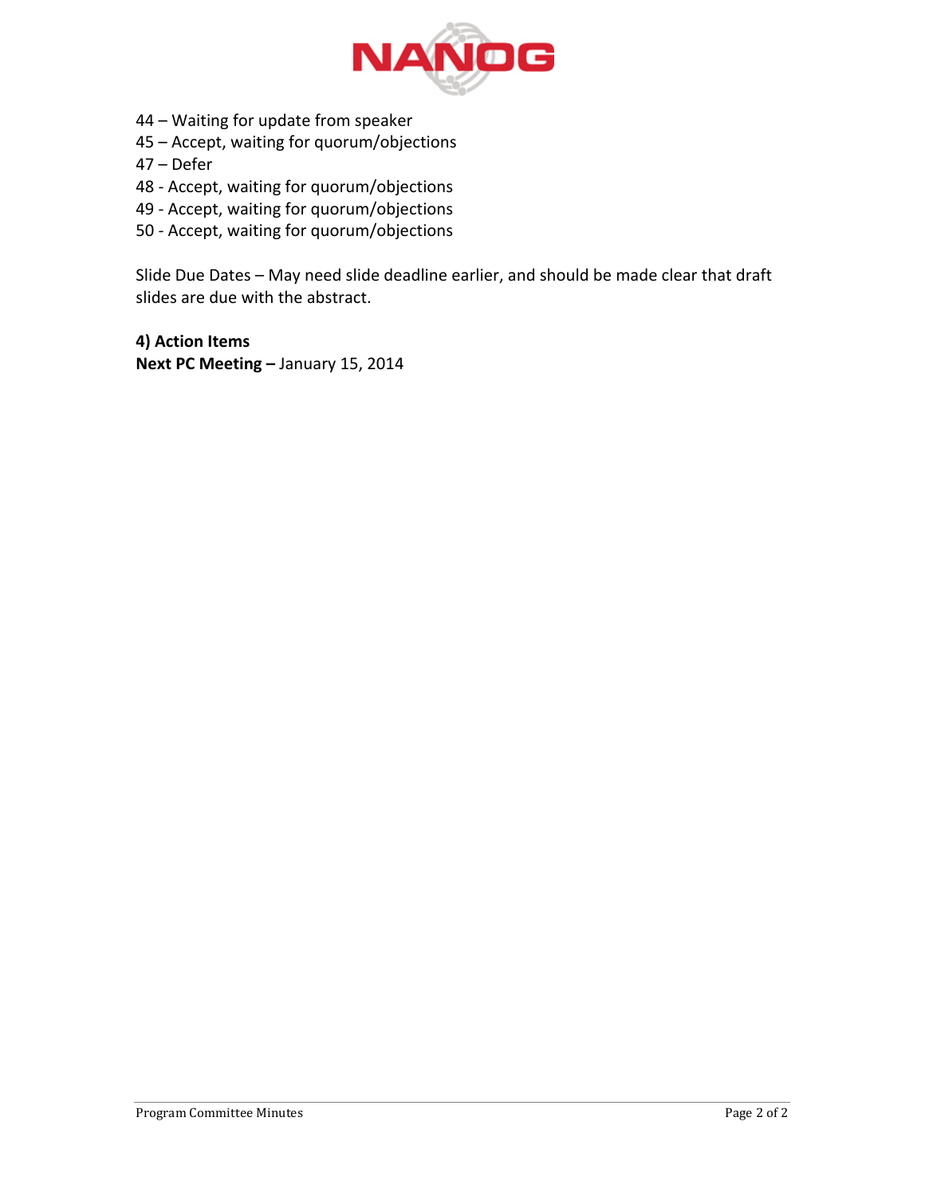44 – Waiting for update from speaker
45 – Accept, waiting for quorum/objections
47 – Defer
48 - Accept, waiting for quorum/objections
49 - Accept, waiting for quorum/objections
50 - Accept, waiting for quorum/objections

Slide Due Dates – May need slide deadline earlier, and should be made clear that draft slides are due with the abstract.

**4) Action Items**
**Next PC Meeting –** January 15, 2014